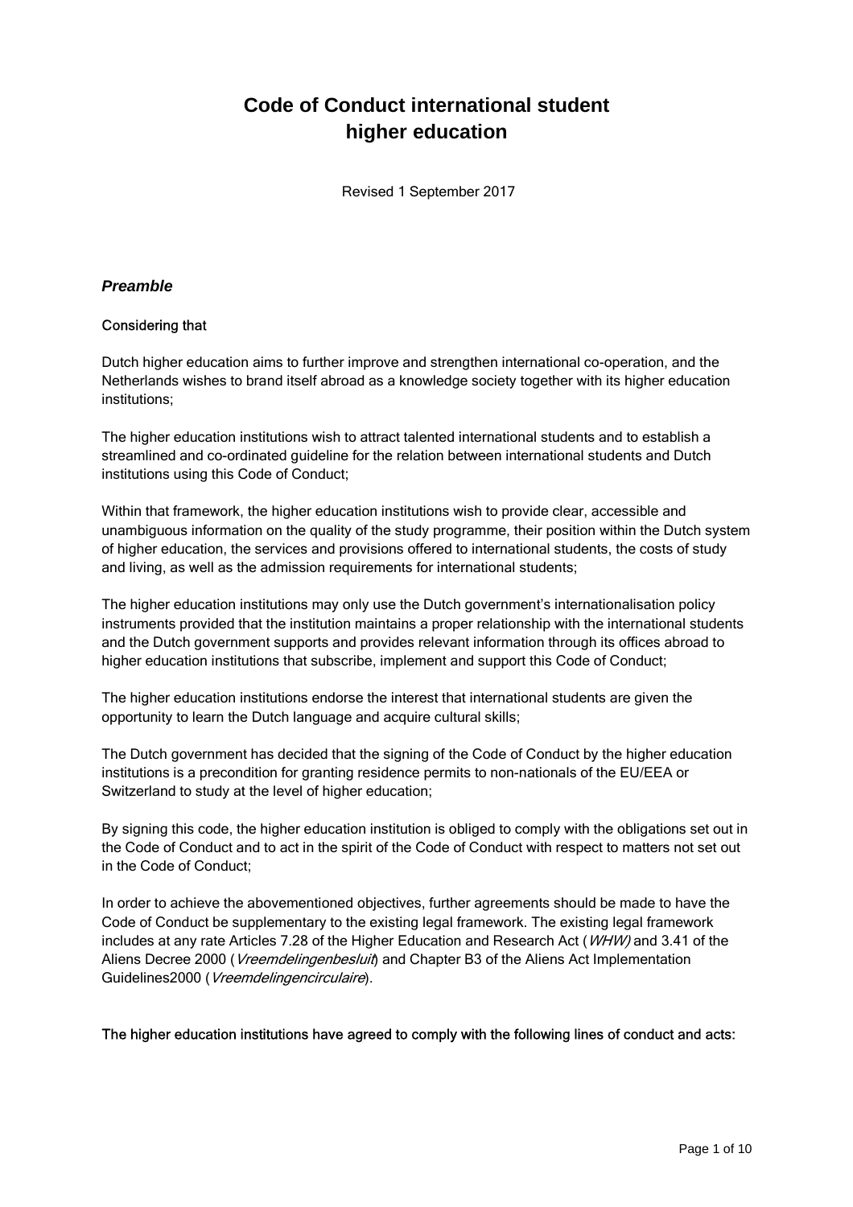# Code of Conduct international student higher education

Revised 1 September 2017

## *Preamble*

**Considering that**

Dutch higher education aims to further improve and strengthen international co-operation, and the Netherlands wishes to brand itself abroad as a knowledge society together with its higher education institutions;

The higher education institutions wish to attract talented international students and to establish a streamlined and co-ordinated guideline for the relation between international students and Dutch institutions using this Code of Conduct;

Within that framework, the higher education institutions wish to provide clear, accessible and unambiguous information on the quality of the study programme, their position within the Dutch system of higher education, the services and provisions offered to international students, the costs of study and living, as well as the admission requirements for international students;

The higher education institutions may only use the Dutch government's internationalisation policy instruments provided that the institution maintains a proper relationship with the international students and the Dutch government supports and provides relevant information through its offices abroad to higher education institutions that subscribe, implement and support this Code of Conduct;

The higher education institutions endorse the interest that international students are given the opportunity to learn the Dutch language and acquire cultural skills;

The Dutch government has decided that the signing of the Code of Conduct by the higher education institutions is a precondition for granting residence permits to non-nationals of the EU/EEA or Switzerland to study at the level of higher education;

By signing this code, the higher education institution is obliged to comply with the obligations set out in the Code of Conduct and to act in the spirit of the Code of Conduct with respect to matters not set out in the Code of Conduct;

In order to achieve the abovementioned objectives, further agreements should be made to have the Code of Conduct be supplementary to the existing legal framework. The existing legal framework includes at any rate Articles 7.28 of the Higher Education and Research Act (*WHW)* and 3.41 of the Aliens Decree 2000 (*Vreemdelingenbesluit*) and Chapter B3 of the Aliens Act Implementation Guidelines2000 (*Vreemdelingencirculaire*).

**The higher education institutions have agreed to comply with the following lines of conduct and acts:**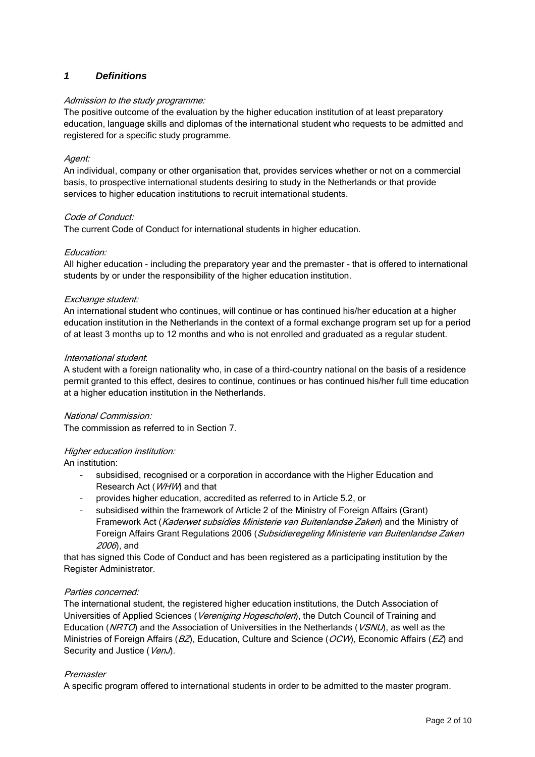## *1 Definitions*

*Admission to the study programme:*
The positive outcome of the evaluation by the higher education institution of at least preparatory education, language skills and diplomas of the international student who requests to be admitted and registered for a specific study programme.

*Agent:*
An individual, company or other organisation that, provides services whether or not on a commercial basis, to prospective international students desiring to study in the Netherlands or that provide services to higher education institutions to recruit international students.

*Code of Conduct:*
The current Code of Conduct for international students in higher education.

*Education:*
All higher education - including the preparatory year and the premaster - that is offered to international students by or under the responsibility of the higher education institution.

*Exchange student:*
An international student who continues, will continue or has continued his/her education at a higher education institution in the Netherlands in the context of a formal exchange program set up for a period of at least 3 months up to 12 months and who is not enrolled and graduated as a regular student.

*International student*:
A student with a foreign nationality who, in case of a third-country national on the basis of a residence permit granted to this effect, desires to continue, continues or has continued his/her full time education at a higher education institution in the Netherlands.

*National Commission:*
The commission as referred to in Section 7.

*Higher education institution:*
An institution:

- subsidised, recognised or a corporation in accordance with the Higher Education and Research Act (*WHW*) and that
- provides higher education, accredited as referred to in Article 5.2, or
- subsidised within the framework of Article 2 of the Ministry of Foreign Affairs (Grant) Framework Act (*Kaderwet subsidies Ministerie van Buitenlandse Zaken*) and the Ministry of Foreign Affairs Grant Regulations 2006 (*Subsidieregeling Ministerie van Buitenlandse Zaken 2006*), and

that has signed this Code of Conduct and has been registered as a participating institution by the Register Administrator.

*Parties concerned:*
The international student, the registered higher education institutions, the Dutch Association of Universities of Applied Sciences (*Vereniging Hogescholen*), the Dutch Council of Training and Education (*NRTO*) and the Association of Universities in the Netherlands (*VSNU*), as well as the Ministries of Foreign Affairs (*BZ*), Education, Culture and Science (*OCW*), Economic Affairs (*EZ*) and Security and Justice (*VenJ*).

*Premaster*
A specific program offered to international students in order to be admitted to the master program.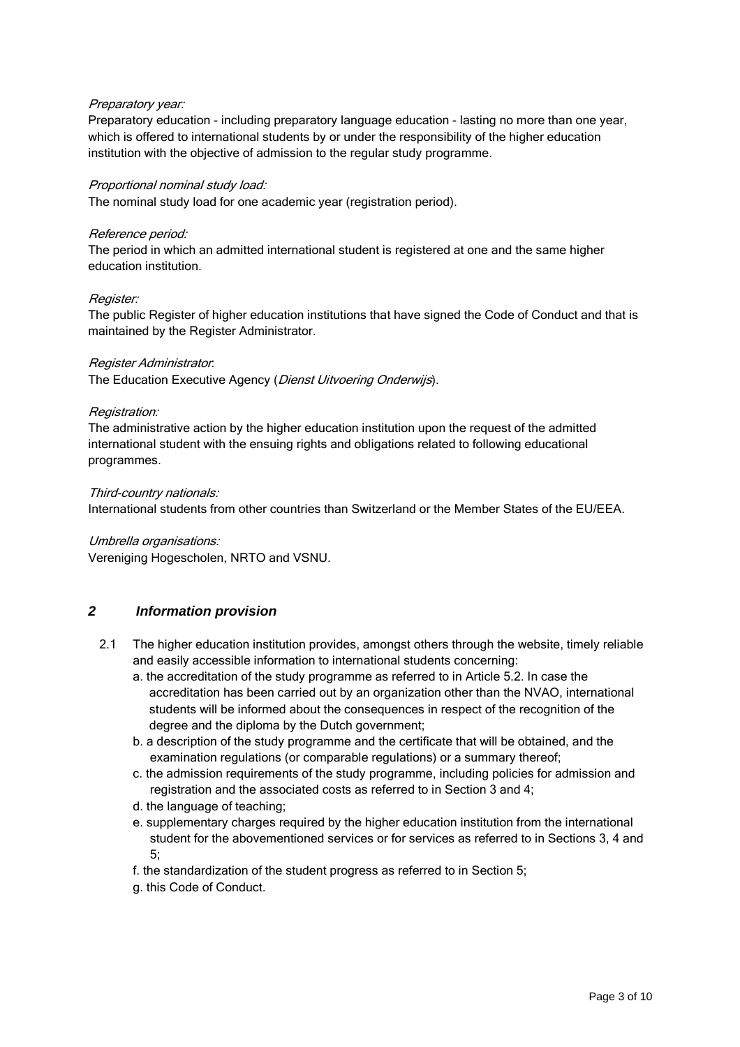*Preparatory year:*
Preparatory education - including preparatory language education - lasting no more than one year, which is offered to international students by or under the responsibility of the higher education institution with the objective of admission to the regular study programme.

*Proportional nominal study load:*
The nominal study load for one academic year (registration period).

*Reference period:*
The period in which an admitted international student is registered at one and the same higher education institution.

*Register:*
The public Register of higher education institutions that have signed the Code of Conduct and that is maintained by the Register Administrator.

*Register Administrator*:
The Education Executive Agency (*Dienst Uitvoering Onderwijs*).

*Registration:*
The administrative action by the higher education institution upon the request of the admitted international student with the ensuing rights and obligations related to following educational programmes.

*Third-country nationals:*
International students from other countries than Switzerland or the Member States of the EU/EEA.

*Umbrella organisations:*
Vereniging Hogescholen, NRTO and VSNU.

## 2 Information provision

2.1 The higher education institution provides, amongst others through the website, timely reliable and easily accessible information to international students concerning:

a. the accreditation of the study programme as referred to in Article 5.2. In case the accreditation has been carried out by an organization other than the NVAO, international students will be informed about the consequences in respect of the recognition of the degree and the diploma by the Dutch government;

b. a description of the study programme and the certificate that will be obtained, and the examination regulations (or comparable regulations) or a summary thereof;

c. the admission requirements of the study programme, including policies for admission and registration and the associated costs as referred to in Section 3 and 4;

d. the language of teaching;

e. supplementary charges required by the higher education institution from the international student for the abovementioned services or for services as referred to in Sections 3, 4 and 5;

f. the standardization of the student progress as referred to in Section 5;

g. this Code of Conduct.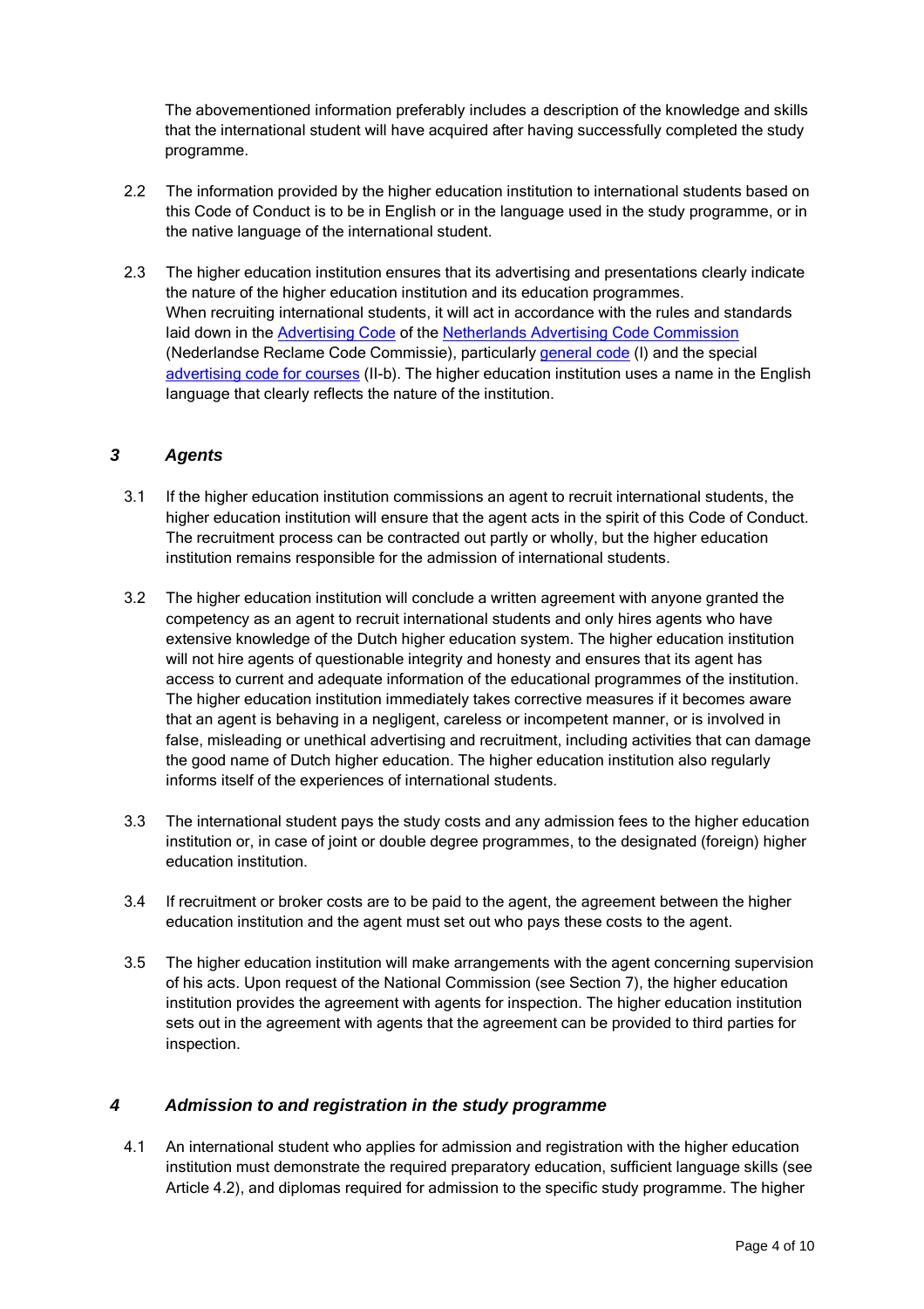The abovementioned information preferably includes a description of the knowledge and skills that the international student will have acquired after having successfully completed the study programme.

2.2 The information provided by the higher education institution to international students based on this Code of Conduct is to be in English or in the language used in the study programme, or in the native language of the international student.

2.3 The higher education institution ensures that its advertising and presentations clearly indicate the nature of the higher education institution and its education programmes. When recruiting international students, it will act in accordance with the rules and standards laid down in the Advertising Code of the Netherlands Advertising Code Commission (Nederlandse Reclame Code Commissie), particularly general code (I) and the special advertising code for courses (II-b). The higher education institution uses a name in the English language that clearly reflects the nature of the institution.

## *3 Agents*

3.1 If the higher education institution commissions an agent to recruit international students, the higher education institution will ensure that the agent acts in the spirit of this Code of Conduct. The recruitment process can be contracted out partly or wholly, but the higher education institution remains responsible for the admission of international students.

3.2 The higher education institution will conclude a written agreement with anyone granted the competency as an agent to recruit international students and only hires agents who have extensive knowledge of the Dutch higher education system. The higher education institution will not hire agents of questionable integrity and honesty and ensures that its agent has access to current and adequate information of the educational programmes of the institution. The higher education institution immediately takes corrective measures if it becomes aware that an agent is behaving in a negligent, careless or incompetent manner, or is involved in false, misleading or unethical advertising and recruitment, including activities that can damage the good name of Dutch higher education. The higher education institution also regularly informs itself of the experiences of international students.

3.3 The international student pays the study costs and any admission fees to the higher education institution or, in case of joint or double degree programmes, to the designated (foreign) higher education institution.

3.4 If recruitment or broker costs are to be paid to the agent, the agreement between the higher education institution and the agent must set out who pays these costs to the agent.

3.5 The higher education institution will make arrangements with the agent concerning supervision of his acts. Upon request of the National Commission (see Section 7), the higher education institution provides the agreement with agents for inspection. The higher education institution sets out in the agreement with agents that the agreement can be provided to third parties for inspection.

## *4 Admission to and registration in the study programme*

4.1 An international student who applies for admission and registration with the higher education institution must demonstrate the required preparatory education, sufficient language skills (see Article 4.2), and diplomas required for admission to the specific study programme. The higher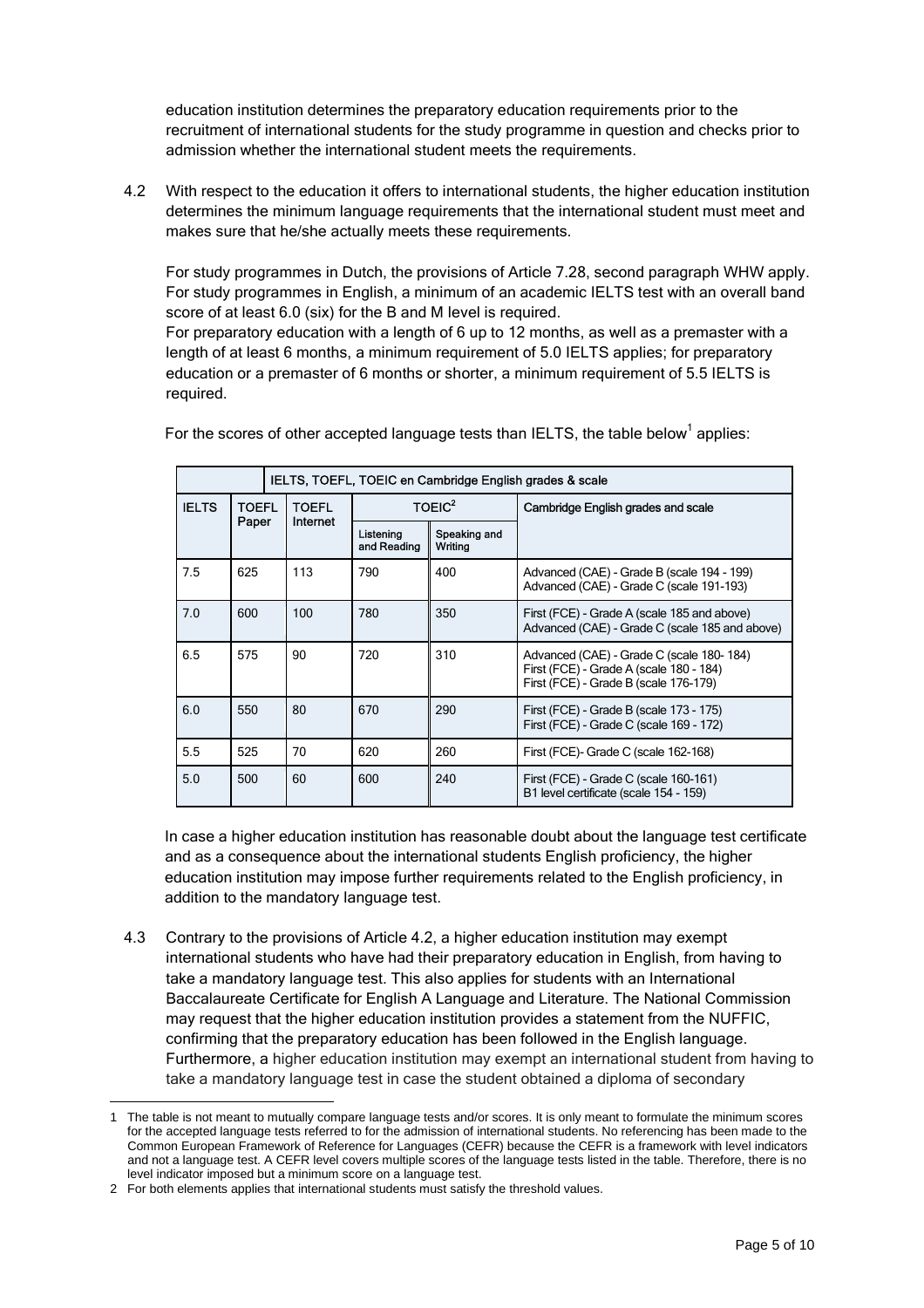education institution determines the preparatory education requirements prior to the recruitment of international students for the study programme in question and checks prior to admission whether the international student meets the requirements.

4.2 With respect to the education it offers to international students, the higher education institution determines the minimum language requirements that the international student must meet and makes sure that he/she actually meets these requirements.

For study programmes in Dutch, the provisions of Article 7.28, second paragraph WHW apply. For study programmes in English, a minimum of an academic IELTS test with an overall band score of at least 6.0 (six) for the B and M level is required.
For preparatory education with a length of 6 up to 12 months, as well as a premaster with a length of at least 6 months, a minimum requirement of 5.0 IELTS applies; for preparatory education or a premaster of 6 months or shorter, a minimum requirement of 5.5 IELTS is required.

For the scores of other accepted language tests than IELTS, the table below[1] applies:

| | IELTS, TOEFL, TOEIC en Cambridge English grades & scale | | | | |
|---|---|---|---|---|---|
| IELTS | TOEFL Paper | TOEFL Internet | TOEIC[2] | | Cambridge English grades and scale |
| | | | Listening and Reading | Speaking and Writing | |
| 7.5 | 625 | 113 | 790 | 400 | Advanced (CAE) - Grade B (scale 194 - 199)<br>Advanced (CAE) - Grade C (scale 191-193) |
| 7.0 | 600 | 100 | 780 | 350 | First (FCE) - Grade A (scale 185 and above)<br>Advanced (CAE) - Grade C (scale 185 and above) |
| 6.5 | 575 | 90 | 720 | 310 | Advanced (CAE) - Grade C (scale 180- 184)<br>First (FCE) - Grade A (scale 180 - 184)<br>First (FCE) - Grade B (scale 176-179) |
| 6.0 | 550 | 80 | 670 | 290 | First (FCE) - Grade B (scale 173 - 175)<br>First (FCE) - Grade C (scale 169 - 172) |
| 5.5 | 525 | 70 | 620 | 260 | First (FCE)- Grade C (scale 162-168) |
| 5.0 | 500 | 60 | 600 | 240 | First (FCE) - Grade C (scale 160-161)<br>B1 level certificate (scale 154 - 159) |

In case a higher education institution has reasonable doubt about the language test certificate and as a consequence about the international students English proficiency, the higher education institution may impose further requirements related to the English proficiency, in addition to the mandatory language test.

4.3 Contrary to the provisions of Article 4.2, a higher education institution may exempt international students who have had their preparatory education in English, from having to take a mandatory language test. This also applies for students with an International Baccalaureate Certificate for English A Language and Literature. The National Commission may request that the higher education institution provides a statement from the NUFFIC, confirming that the preparatory education has been followed in the English language. Furthermore, a higher education institution may exempt an international student from having to take a mandatory language test in case the student obtained a diploma of secondary

---

[1] The table is not meant to mutually compare language tests and/or scores. It is only meant to formulate the minimum scores for the accepted language tests referred to for the admission of international students. No referencing has been made to the Common European Framework of Reference for Languages (CEFR) because the CEFR is a framework with level indicators and not a language test. A CEFR level covers multiple scores of the language tests listed in the table. Therefore, there is no level indicator imposed but a minimum score on a language test.

[2] For both elements applies that international students must satisfy the threshold values.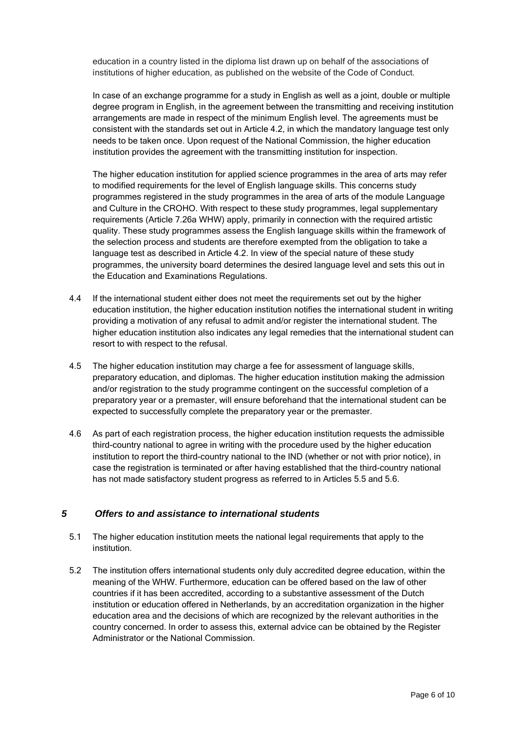education in a country listed in the diploma list drawn up on behalf of the associations of institutions of higher education, as published on the website of the Code of Conduct.

In case of an exchange programme for a study in English as well as a joint, double or multiple degree program in English, in the agreement between the transmitting and receiving institution arrangements are made in respect of the minimum English level. The agreements must be consistent with the standards set out in Article 4.2, in which the mandatory language test only needs to be taken once. Upon request of the National Commission, the higher education institution provides the agreement with the transmitting institution for inspection.

The higher education institution for applied science programmes in the area of arts may refer to modified requirements for the level of English language skills. This concerns study programmes registered in the study programmes in the area of arts of the module Language and Culture in the CROHO. With respect to these study programmes, legal supplementary requirements (Article 7.26a WHW) apply, primarily in connection with the required artistic quality. These study programmes assess the English language skills within the framework of the selection process and students are therefore exempted from the obligation to take a language test as described in Article 4.2. In view of the special nature of these study programmes, the university board determines the desired language level and sets this out in the Education and Examinations Regulations.

4.4 If the international student either does not meet the requirements set out by the higher education institution, the higher education institution notifies the international student in writing providing a motivation of any refusal to admit and/or register the international student. The higher education institution also indicates any legal remedies that the international student can resort to with respect to the refusal.

4.5 The higher education institution may charge a fee for assessment of language skills, preparatory education, and diplomas. The higher education institution making the admission and/or registration to the study programme contingent on the successful completion of a preparatory year or a premaster, will ensure beforehand that the international student can be expected to successfully complete the preparatory year or the premaster.

4.6 As part of each registration process, the higher education institution requests the admissible third-country national to agree in writing with the procedure used by the higher education institution to report the third-country national to the IND (whether or not with prior notice), in case the registration is terminated or after having established that the third-country national has not made satisfactory student progress as referred to in Articles 5.5 and 5.6.

## *5 Offers to and assistance to international students*

5.1 The higher education institution meets the national legal requirements that apply to the institution.

5.2 The institution offers international students only duly accredited degree education, within the meaning of the WHW. Furthermore, education can be offered based on the law of other countries if it has been accredited, according to a substantive assessment of the Dutch institution or education offered in Netherlands, by an accreditation organization in the higher education area and the decisions of which are recognized by the relevant authorities in the country concerned. In order to assess this, external advice can be obtained by the Register Administrator or the National Commission.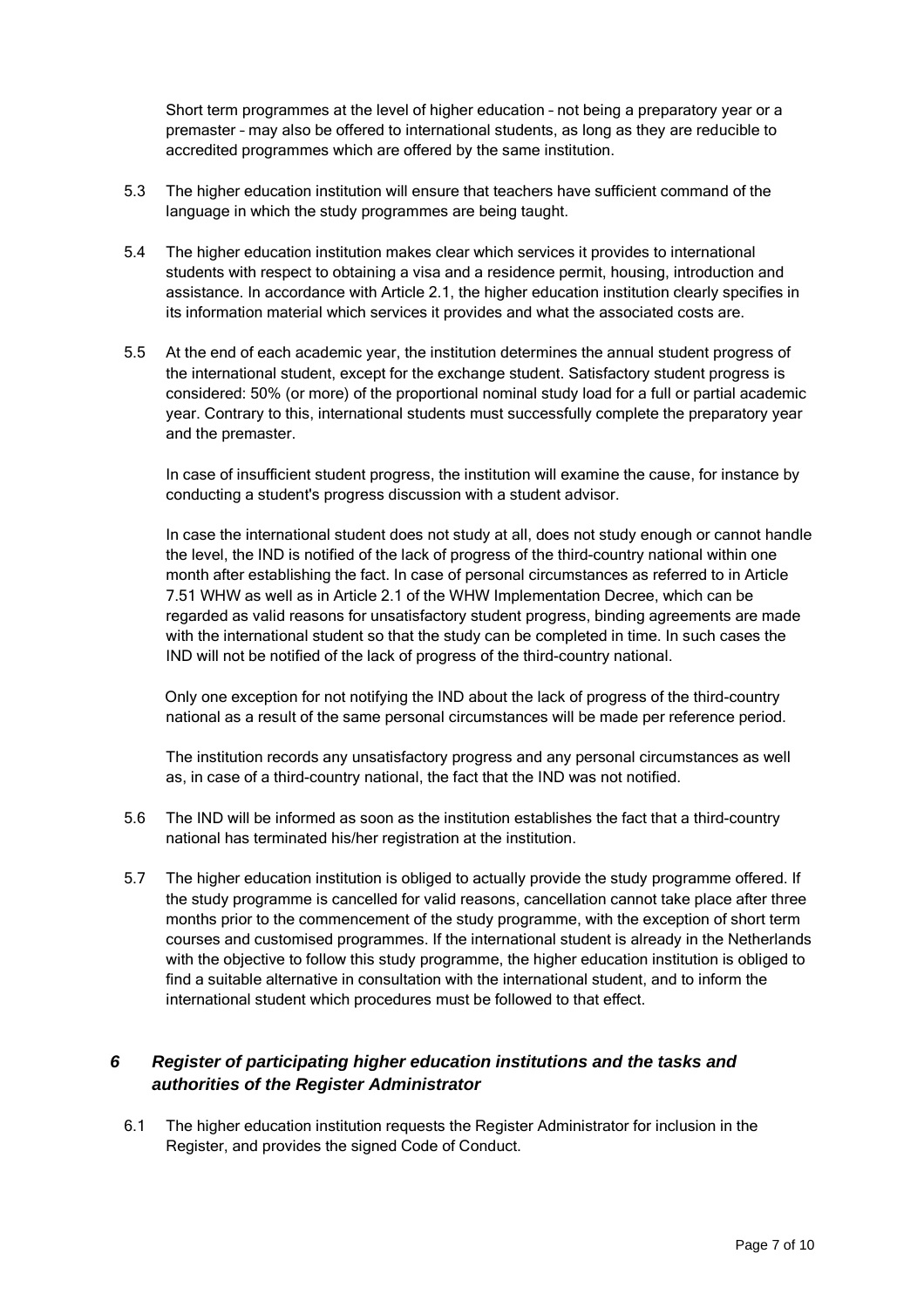Short term programmes at the level of higher education – not being a preparatory year or a premaster – may also be offered to international students, as long as they are reducible to accredited programmes which are offered by the same institution.

5.3 The higher education institution will ensure that teachers have sufficient command of the language in which the study programmes are being taught.

5.4 The higher education institution makes clear which services it provides to international students with respect to obtaining a visa and a residence permit, housing, introduction and assistance. In accordance with Article 2.1, the higher education institution clearly specifies in its information material which services it provides and what the associated costs are.

5.5 At the end of each academic year, the institution determines the annual student progress of the international student, except for the exchange student. Satisfactory student progress is considered: 50% (or more) of the proportional nominal study load for a full or partial academic year. Contrary to this, international students must successfully complete the preparatory year and the premaster.

In case of insufficient student progress, the institution will examine the cause, for instance by conducting a student's progress discussion with a student advisor.

In case the international student does not study at all, does not study enough or cannot handle the level, the IND is notified of the lack of progress of the third-country national within one month after establishing the fact. In case of personal circumstances as referred to in Article 7.51 WHW as well as in Article 2.1 of the WHW Implementation Decree, which can be regarded as valid reasons for unsatisfactory student progress, binding agreements are made with the international student so that the study can be completed in time. In such cases the IND will not be notified of the lack of progress of the third-country national.

Only one exception for not notifying the IND about the lack of progress of the third-country national as a result of the same personal circumstances will be made per reference period.

The institution records any unsatisfactory progress and any personal circumstances as well as, in case of a third-country national, the fact that the IND was not notified.

5.6 The IND will be informed as soon as the institution establishes the fact that a third-country national has terminated his/her registration at the institution.

5.7 The higher education institution is obliged to actually provide the study programme offered. If the study programme is cancelled for valid reasons, cancellation cannot take place after three months prior to the commencement of the study programme, with the exception of short term courses and customised programmes. If the international student is already in the Netherlands with the objective to follow this study programme, the higher education institution is obliged to find a suitable alternative in consultation with the international student, and to inform the international student which procedures must be followed to that effect.

## *6 Register of participating higher education institutions and the tasks and authorities of the Register Administrator*

6.1 The higher education institution requests the Register Administrator for inclusion in the Register, and provides the signed Code of Conduct.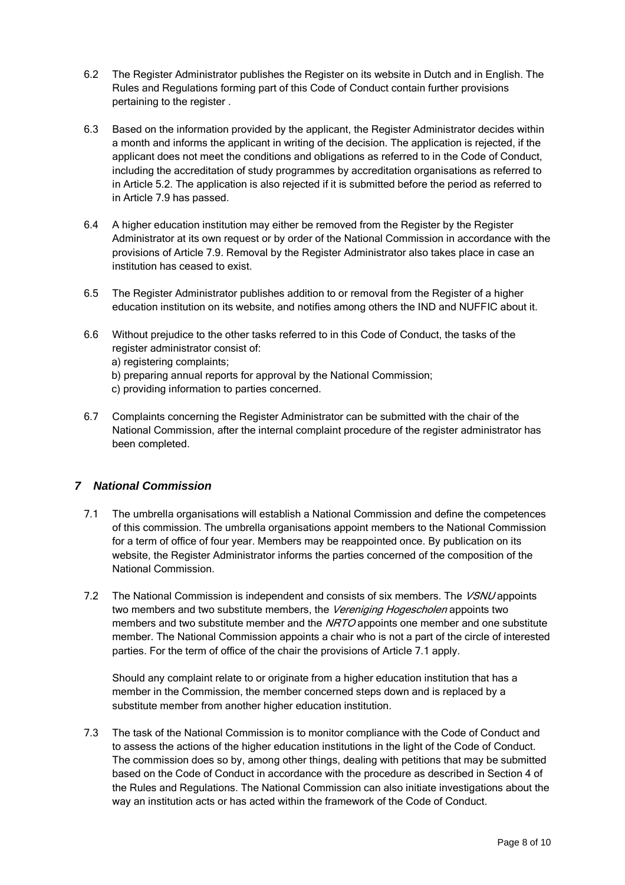6.2 The Register Administrator publishes the Register on its website in Dutch and in English. The Rules and Regulations forming part of this Code of Conduct contain further provisions pertaining to the register .

6.3 Based on the information provided by the applicant, the Register Administrator decides within a month and informs the applicant in writing of the decision. The application is rejected, if the applicant does not meet the conditions and obligations as referred to in the Code of Conduct, including the accreditation of study programmes by accreditation organisations as referred to in Article 5.2. The application is also rejected if it is submitted before the period as referred to in Article 7.9 has passed.

6.4 A higher education institution may either be removed from the Register by the Register Administrator at its own request or by order of the National Commission in accordance with the provisions of Article 7.9. Removal by the Register Administrator also takes place in case an institution has ceased to exist.

6.5 The Register Administrator publishes addition to or removal from the Register of a higher education institution on its website, and notifies among others the IND and NUFFIC about it.

6.6 Without prejudice to the other tasks referred to in this Code of Conduct, the tasks of the register administrator consist of:
a) registering complaints;
b) preparing annual reports for approval by the National Commission;
c) providing information to parties concerned.

6.7 Complaints concerning the Register Administrator can be submitted with the chair of the National Commission, after the internal complaint procedure of the register administrator has been completed.

## *7 National Commission*

7.1 The umbrella organisations will establish a National Commission and define the competences of this commission. The umbrella organisations appoint members to the National Commission for a term of office of four year. Members may be reappointed once. By publication on its website, the Register Administrator informs the parties concerned of the composition of the National Commission.

7.2 The National Commission is independent and consists of six members. The *VSNU* appoints two members and two substitute members, the *Vereniging Hogescholen* appoints two members and two substitute member and the *NRTO* appoints one member and one substitute member. The National Commission appoints a chair who is not a part of the circle of interested parties. For the term of office of the chair the provisions of Article 7.1 apply.

Should any complaint relate to or originate from a higher education institution that has a member in the Commission, the member concerned steps down and is replaced by a substitute member from another higher education institution.

7.3 The task of the National Commission is to monitor compliance with the Code of Conduct and to assess the actions of the higher education institutions in the light of the Code of Conduct. The commission does so by, among other things, dealing with petitions that may be submitted based on the Code of Conduct in accordance with the procedure as described in Section 4 of the Rules and Regulations. The National Commission can also initiate investigations about the way an institution acts or has acted within the framework of the Code of Conduct.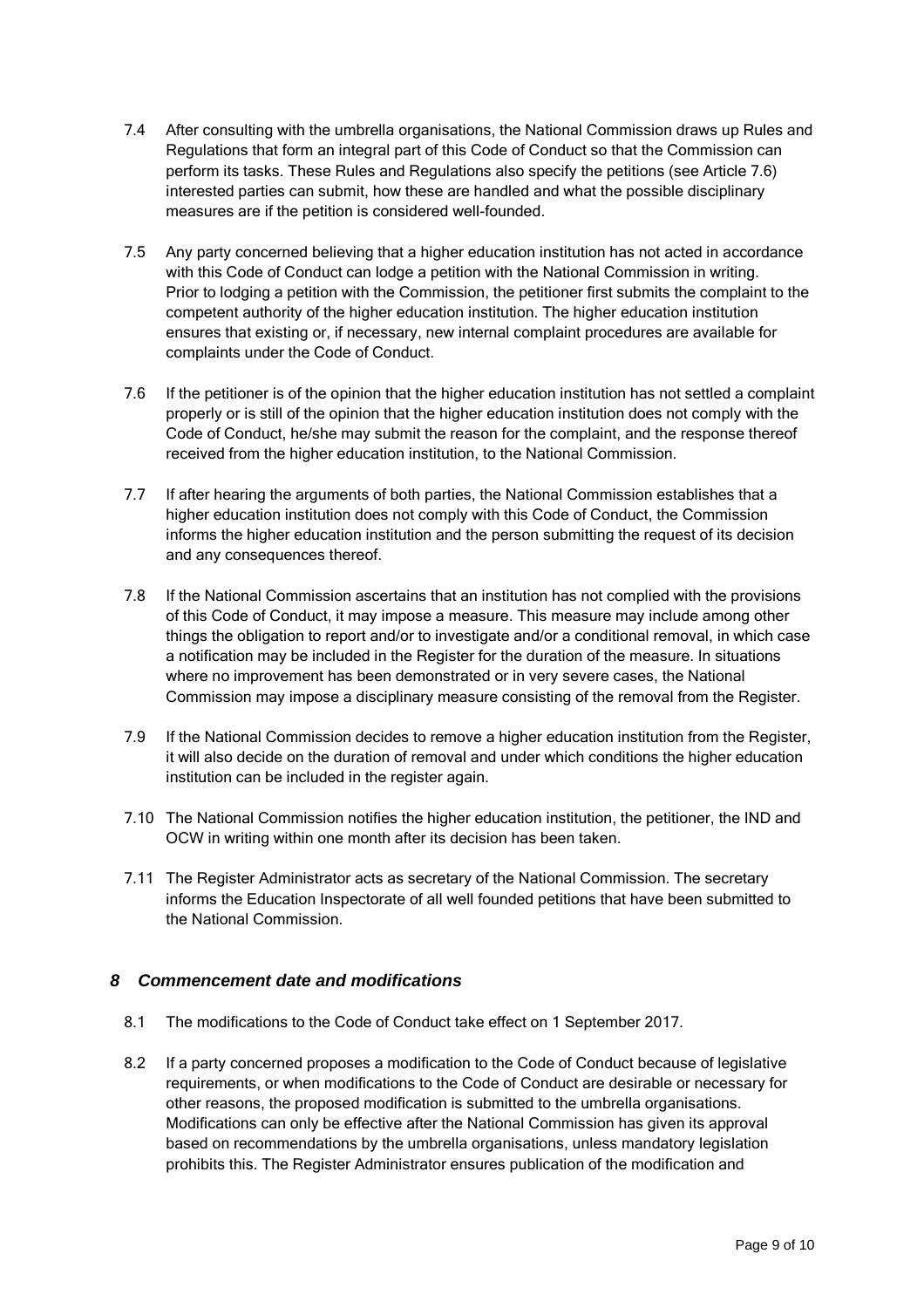7.4 After consulting with the umbrella organisations, the National Commission draws up Rules and Regulations that form an integral part of this Code of Conduct so that the Commission can perform its tasks. These Rules and Regulations also specify the petitions (see Article 7.6) interested parties can submit, how these are handled and what the possible disciplinary measures are if the petition is considered well-founded.

7.5 Any party concerned believing that a higher education institution has not acted in accordance with this Code of Conduct can lodge a petition with the National Commission in writing. Prior to lodging a petition with the Commission, the petitioner first submits the complaint to the competent authority of the higher education institution. The higher education institution ensures that existing or, if necessary, new internal complaint procedures are available for complaints under the Code of Conduct.

7.6 If the petitioner is of the opinion that the higher education institution has not settled a complaint properly or is still of the opinion that the higher education institution does not comply with the Code of Conduct, he/she may submit the reason for the complaint, and the response thereof received from the higher education institution, to the National Commission.

7.7 If after hearing the arguments of both parties, the National Commission establishes that a higher education institution does not comply with this Code of Conduct, the Commission informs the higher education institution and the person submitting the request of its decision and any consequences thereof.

7.8 If the National Commission ascertains that an institution has not complied with the provisions of this Code of Conduct, it may impose a measure. This measure may include among other things the obligation to report and/or to investigate and/or a conditional removal, in which case a notification may be included in the Register for the duration of the measure. In situations where no improvement has been demonstrated or in very severe cases, the National Commission may impose a disciplinary measure consisting of the removal from the Register.

7.9 If the National Commission decides to remove a higher education institution from the Register, it will also decide on the duration of removal and under which conditions the higher education institution can be included in the register again.

7.10 The National Commission notifies the higher education institution, the petitioner, the IND and OCW in writing within one month after its decision has been taken.

7.11 The Register Administrator acts as secretary of the National Commission. The secretary informs the Education Inspectorate of all well founded petitions that have been submitted to the National Commission.

## *8 Commencement date and modifications*

8.1 The modifications to the Code of Conduct take effect on 1 September 2017.

8.2 If a party concerned proposes a modification to the Code of Conduct because of legislative requirements, or when modifications to the Code of Conduct are desirable or necessary for other reasons, the proposed modification is submitted to the umbrella organisations. Modifications can only be effective after the National Commission has given its approval based on recommendations by the umbrella organisations, unless mandatory legislation prohibits this. The Register Administrator ensures publication of the modification and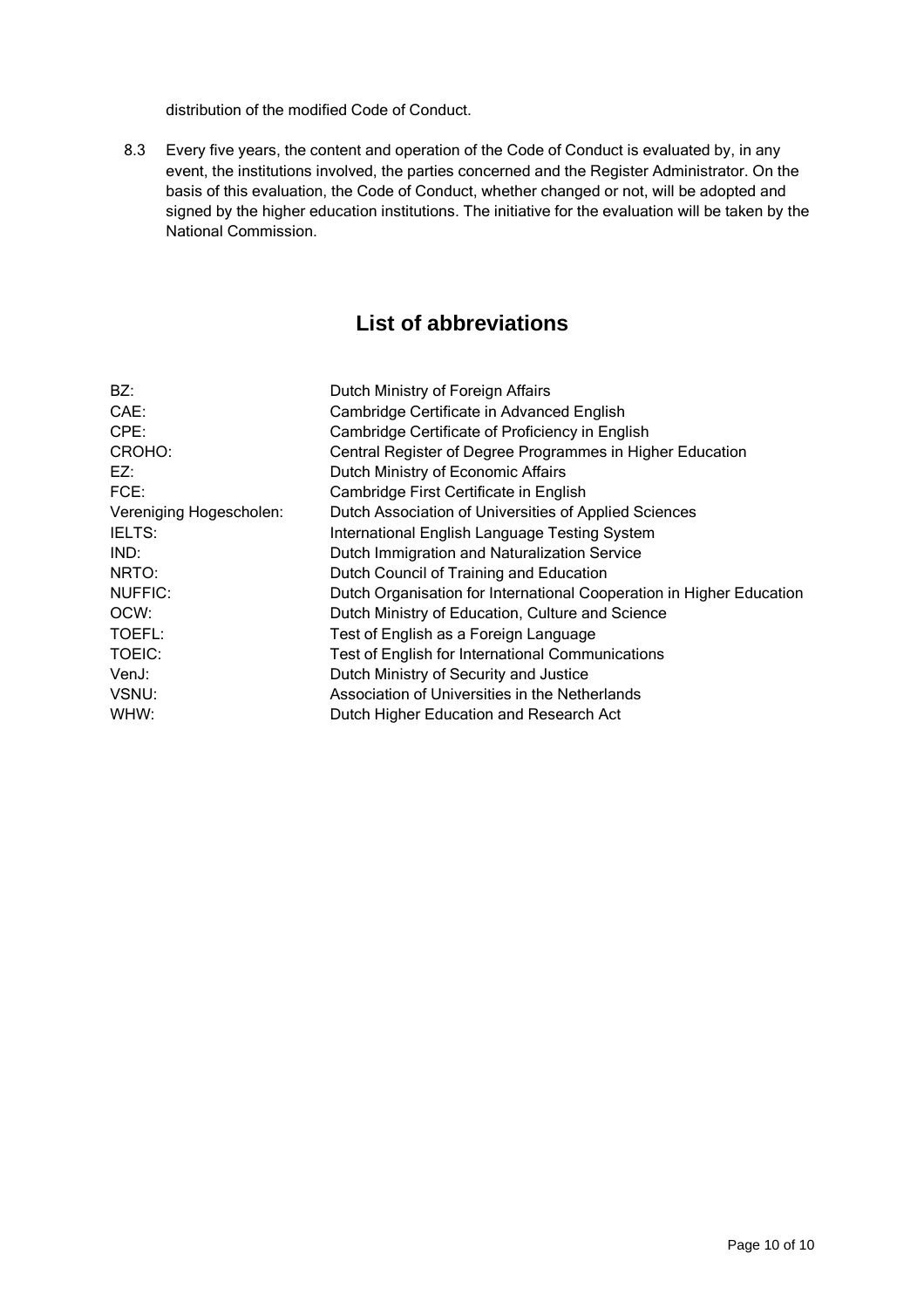distribution of the modified Code of Conduct.

8.3 Every five years, the content and operation of the Code of Conduct is evaluated by, in any event, the institutions involved, the parties concerned and the Register Administrator. On the basis of this evaluation, the Code of Conduct, whether changed or not, will be adopted and signed by the higher education institutions. The initiative for the evaluation will be taken by the National Commission.

## List of abbreviations

| | |
|---|---|
| BZ: | Dutch Ministry of Foreign Affairs |
| CAE: | Cambridge Certificate in Advanced English |
| CPE: | Cambridge Certificate of Proficiency in English |
| CROHO: | Central Register of Degree Programmes in Higher Education |
| EZ: | Dutch Ministry of Economic Affairs |
| FCE: | Cambridge First Certificate in English |
| Vereniging Hogescholen: | Dutch Association of Universities of Applied Sciences |
| IELTS: | International English Language Testing System |
| IND: | Dutch Immigration and Naturalization Service |
| NRTO: | Dutch Council of Training and Education |
| NUFFIC: | Dutch Organisation for International Cooperation in Higher Education |
| OCW: | Dutch Ministry of Education, Culture and Science |
| TOEFL: | Test of English as a Foreign Language |
| TOEIC: | Test of English for International Communications |
| VenJ: | Dutch Ministry of Security and Justice |
| VSNU: | Association of Universities in the Netherlands |
| WHW: | Dutch Higher Education and Research Act |